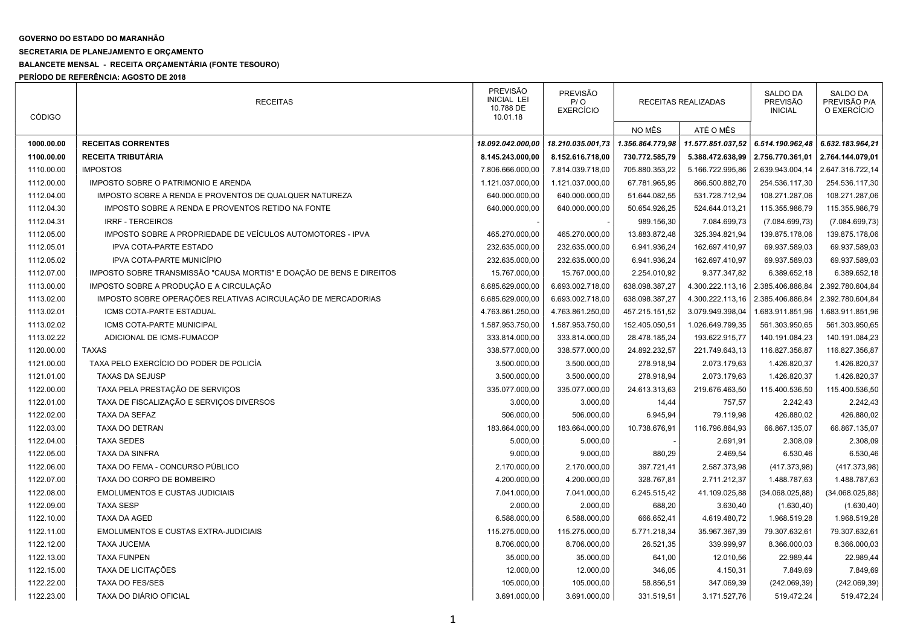**GOVERNO DO ESTADO DO MARANHÃO**

**SECRETARIA DE PLANEJAMENTO E ORÇAMENTO**

**BALANCETE MENSAL - RECEITA ORÇAMENTÁRIA (FONTE TESOURO)**

**PERÍODO DE REFERÊNCIA: AGOSTO DE 2018**

| CÓDIGO | RECEITAS | PREVISÃO INICIAL LEI 10.788 DE 10.01.18 | PREVISÃO P/ O EXERCÍCIO | RECEITAS REALIZADAS | | SALDO DA PREVISÃO INICIAL | SALDO DA PREVISÃO P/A O EXERCÍCIO |
|---|---|---|---|---|---|---|---|
| | | | | NO MÊS | ATÉ O MÊS | | |
| **1000.00.00** | **RECEITAS CORRENTES** | ***18.092.042.000,00*** | ***18.210.035.001,73*** | ***1.356.864.779,98*** | ***11.577.851.037,52*** | ***6.514.190.962,48*** | ***6.632.183.964,21*** |
| **1100.00.00** | **RECEITA TRIBUTÁRIA** | **8.145.243.000,00** | **8.152.616.718,00** | **730.772.585,79** | **5.388.472.638,99** | **2.756.770.361,01** | **2.764.144.079,01** |
| 1110.00.00 | IMPOSTOS | 7.806.666.000,00 | 7.814.039.718,00 | 705.880.353,22 | 5.166.722.995,86 | 2.639.943.004,14 | 2.647.316.722,14 |
| 1112.00.00 | IMPOSTO SOBRE O PATRIMONIO E ARENDA | 1.121.037.000,00 | 1.121.037.000,00 | 67.781.965,95 | 866.500.882,70 | 254.536.117,30 | 254.536.117,30 |
| 1112.04.00 | IMPOSTO SOBRE A RENDA E PROVENTOS DE QUALQUER NATUREZA | 640.000.000,00 | 640.000.000,00 | 51.644.082,55 | 531.728.712,94 | 108.271.287,06 | 108.271.287,06 |
| 1112.04.30 | IMPOSTO SOBRE A RENDA E PROVENTOS RETIDO NA FONTE | 640.000.000,00 | 640.000.000,00 | 50.654.926,25 | 524.644.013,21 | 115.355.986,79 | 115.355.986,79 |
| 1112.04.31 | IRRF - TERCEIROS | - | - | 989.156,30 | 7.084.699,73 | (7.084.699,73) | (7.084.699,73) |
| 1112.05.00 | IMPOSTO SOBRE A PROPRIEDADE DE VEÍCULOS AUTOMOTORES - IPVA | 465.270.000,00 | 465.270.000,00 | 13.883.872,48 | 325.394.821,94 | 139.875.178,06 | 139.875.178,06 |
| 1112.05.01 | IPVA COTA-PARTE ESTADO | 232.635.000,00 | 232.635.000,00 | 6.941.936,24 | 162.697.410,97 | 69.937.589,03 | 69.937.589,03 |
| 1112.05.02 | IPVA COTA-PARTE MUNICÍPIO | 232.635.000,00 | 232.635.000,00 | 6.941.936,24 | 162.697.410,97 | 69.937.589,03 | 69.937.589,03 |
| 1112.07.00 | IMPOSTO SOBRE TRANSMISSÃO "CAUSA MORTIS" E DOAÇÃO DE BENS E DIREITOS | 15.767.000,00 | 15.767.000,00 | 2.254.010,92 | 9.377.347,82 | 6.389.652,18 | 6.389.652,18 |
| 1113.00.00 | IMPOSTO SOBRE A PRODUÇÃO E A CIRCULAÇÃO | 6.685.629.000,00 | 6.693.002.718,00 | 638.098.387,27 | 4.300.222.113,16 | 2.385.406.886,84 | 2.392.780.604,84 |
| 1113.02.00 | IMPOSTO SOBRE OPERAÇÕES RELATIVAS ACIRCULAÇÃO DE MERCADORIAS | 6.685.629.000,00 | 6.693.002.718,00 | 638.098.387,27 | 4.300.222.113,16 | 2.385.406.886,84 | 2.392.780.604,84 |
| 1113.02.01 | ICMS COTA-PARTE ESTADUAL | 4.763.861.250,00 | 4.763.861.250,00 | 457.215.151,52 | 3.079.949.398,04 | 1.683.911.851,96 | 1.683.911.851,96 |
| 1113.02.02 | ICMS COTA-PARTE MUNICIPAL | 1.587.953.750,00 | 1.587.953.750,00 | 152.405.050,51 | 1.026.649.799,35 | 561.303.950,65 | 561.303.950,65 |
| 1113.02.22 | ADICIONAL DE ICMS-FUMACOP | 333.814.000,00 | 333.814.000,00 | 28.478.185,24 | 193.622.915,77 | 140.191.084,23 | 140.191.084,23 |
| 1120.00.00 | TAXAS | 338.577.000,00 | 338.577.000,00 | 24.892.232,57 | 221.749.643,13 | 116.827.356,87 | 116.827.356,87 |
| 1121.00.00 | TAXA PELO EXERCÍCIO DO PODER DE POLICÍA | 3.500.000,00 | 3.500.000,00 | 278.918,94 | 2.073.179,63 | 1.426.820,37 | 1.426.820,37 |
| 1121.01.00 | TAXAS DA SEJUSP | 3.500.000,00 | 3.500.000,00 | 278.918,94 | 2.073.179,63 | 1.426.820,37 | 1.426.820,37 |
| 1122.00.00 | TAXA PELA PRESTAÇÃO DE SERVIÇOS | 335.077.000,00 | 335.077.000,00 | 24.613.313,63 | 219.676.463,50 | 115.400.536,50 | 115.400.536,50 |
| 1122.01.00 | TAXA DE FISCALIZAÇÃO E SERVIÇOS DIVERSOS | 3.000,00 | 3.000,00 | 14,44 | 757,57 | 2.242,43 | 2.242,43 |
| 1122.02.00 | TAXA DA SEFAZ | 506.000,00 | 506.000,00 | 6.945,94 | 79.119,98 | 426.880,02 | 426.880,02 |
| 1122.03.00 | TAXA DO DETRAN | 183.664.000,00 | 183.664.000,00 | 10.738.676,91 | 116.796.864,93 | 66.867.135,07 | 66.867.135,07 |
| 1122.04.00 | TAXA SEDES | 5.000,00 | 5.000,00 | - | 2.691,91 | 2.308,09 | 2.308,09 |
| 1122.05.00 | TAXA DA SINFRA | 9.000,00 | 9.000,00 | 880,29 | 2.469,54 | 6.530,46 | 6.530,46 |
| 1122.06.00 | TAXA DO FEMA - CONCURSO PÚBLICO | 2.170.000,00 | 2.170.000,00 | 397.721,41 | 2.587.373,98 | (417.373,98) | (417.373,98) |
| 1122.07.00 | TAXA DO CORPO DE BOMBEIRO | 4.200.000,00 | 4.200.000,00 | 328.767,81 | 2.711.212,37 | 1.488.787,63 | 1.488.787,63 |
| 1122.08.00 | EMOLUMENTOS E CUSTAS JUDICIAIS | 7.041.000,00 | 7.041.000,00 | 6.245.515,42 | 41.109.025,88 | (34.068.025,88) | (34.068.025,88) |
| 1122.09.00 | TAXA SESP | 2.000,00 | 2.000,00 | 688,20 | 3.630,40 | (1.630,40) | (1.630,40) |
| 1122.10.00 | TAXA DA AGED | 6.588.000,00 | 6.588.000,00 | 666.652,41 | 4.619.480,72 | 1.968.519,28 | 1.968.519,28 |
| 1122.11.00 | EMOLUMENTOS E CUSTAS EXTRA-JUDICIAIS | 115.275.000,00 | 115.275.000,00 | 5.771.218,34 | 35.967.367,39 | 79.307.632,61 | 79.307.632,61 |
| 1122.12.00 | TAXA JUCEMA | 8.706.000,00 | 8.706.000,00 | 26.521,35 | 339.999,97 | 8.366.000,03 | 8.366.000,03 |
| 1122.13.00 | TAXA FUNPEN | 35.000,00 | 35.000,00 | 641,00 | 12.010,56 | 22.989,44 | 22.989,44 |
| 1122.15.00 | TAXA DE LICITAÇÕES | 12.000,00 | 12.000,00 | 346,05 | 4.150,31 | 7.849,69 | 7.849,69 |
| 1122.22.00 | TAXA DO FES/SES | 105.000,00 | 105.000,00 | 58.856,51 | 347.069,39 | (242.069,39) | (242.069,39) |
| 1122.23.00 | TAXA DO DIÁRIO OFICIAL | 3.691.000,00 | 3.691.000,00 | 331.519,51 | 3.171.527,76 | 519.472,24 | 519.472,24 |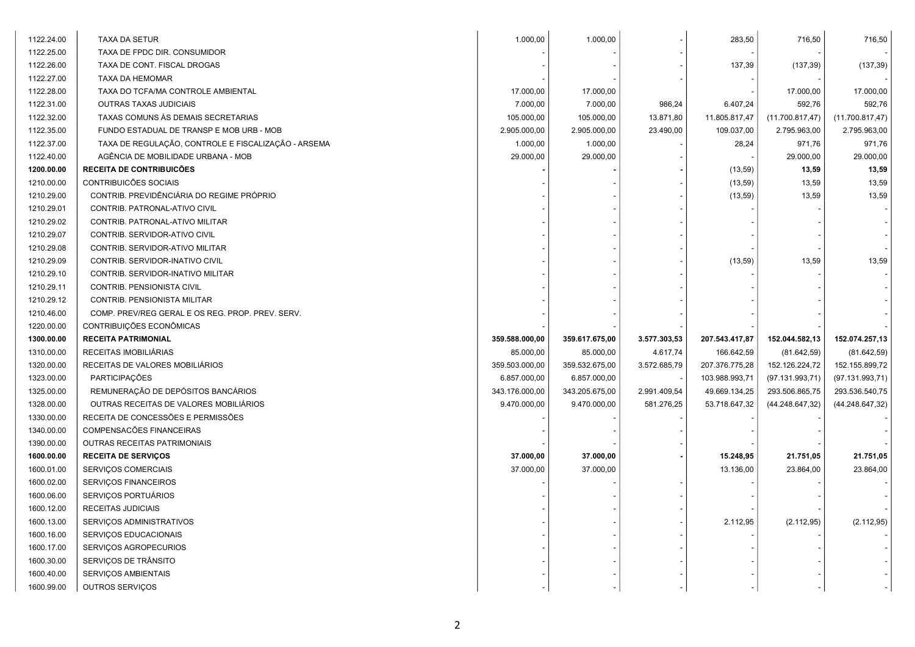| | | | | | | | |
|---|---|---|---|---|---|---|---|
| 1122.24.00 | TAXA DA SETUR | 1.000,00 | 1.000,00 | - | 283,50 | 716,50 | 716,50 |
| 1122.25.00 | TAXA DE FPDC DIR. CONSUMIDOR | - | - | - | - | - | - |
| 1122.26.00 | TAXA DE CONT. FISCAL DROGAS | - | - | - | 137,39 | (137,39) | (137,39) |
| 1122.27.00 | TAXA DA HEMOMAR | - | - | - | - | - | - |
| 1122.28.00 | TAXA DO TCFA/MA CONTROLE AMBIENTAL | 17.000,00 | 17.000,00 | | - | 17.000,00 | 17.000,00 |
| 1122.31.00 | OUTRAS TAXAS JUDICIAIS | 7.000,00 | 7.000,00 | 986,24 | 6.407,24 | 592,76 | 592,76 |
| 1122.32.00 | TAXAS COMUNS ÀS DEMAIS SECRETARIAS | 105.000,00 | 105.000,00 | 13.871,80 | 11.805.817,47 | (11.700.817,47) | (11.700.817,47) |
| 1122.35.00 | FUNDO ESTADUAL DE TRANSP E MOB URB - MOB | 2.905.000,00 | 2.905.000,00 | 23.490,00 | 109.037,00 | 2.795.963,00 | 2.795.963,00 |
| 1122.37.00 | TAXA DE REGULAÇÃO, CONTROLE E FISCALIZAÇÃO - ARSEMA | 1.000,00 | 1.000,00 | - | 28,24 | 971,76 | 971,76 |
| 1122.40.00 | AGÊNCIA DE MOBILIDADE URBANA - MOB | 29.000,00 | 29.000,00 | - | - | 29.000,00 | 29.000,00 |
| **1200.00.00** | **RECEITA DE CONTRIBUICÕES** | **-** | **-** | **-** | **(13,59)** | **13,59** | **13,59** |
| 1210.00.00 | CONTRIBUICÕES SOCIAIS | - | - | - | (13,59) | 13,59 | 13,59 |
| 1210.29.00 | CONTRIB. PREVIDÊNCIÁRIA DO REGIME PRÓPRIO | - | - | - | (13,59) | 13,59 | 13,59 |
| 1210.29.01 | CONTRIB. PATRONAL-ATIVO CIVIL | - | - | - | - | - | - |
| 1210.29.02 | CONTRIB. PATRONAL-ATIVO MILITAR | - | - | - | - | - | - |
| 1210.29.07 | CONTRIB. SERVIDOR-ATIVO CIVIL | - | - | - | - | - | - |
| 1210.29.08 | CONTRIB. SERVIDOR-ATIVO MILITAR | - | - | - | - | - | - |
| 1210.29.09 | CONTRIB. SERVIDOR-INATIVO CIVIL | - | - | - | (13,59) | 13,59 | 13,59 |
| 1210.29.10 | CONTRIB. SERVIDOR-INATIVO MILITAR | - | - | - | - | - | - |
| 1210.29.11 | CONTRIB. PENSIONISTA CIVIL | - | - | - | - | - | - |
| 1210.29.12 | CONTRIB. PENSIONISTA MILITAR | - | - | - | - | - | - |
| 1210.46.00 | COMP. PREV/REG GERAL E OS REG. PROP. PREV. SERV. | - | - | - | - | - | - |
| 1220.00.00 | CONTRIBUIÇÕES ECONÔMICAS | - | - | - | - | - | - |
| **1300.00.00** | **RECEITA PATRIMONIAL** | **359.588.000,00** | **359.617.675,00** | **3.577.303,53** | **207.543.417,87** | **152.044.582,13** | **152.074.257,13** |
| 1310.00.00 | RECEITAS IMOBILIÁRIAS | 85.000,00 | 85.000,00 | 4.617,74 | 166.642,59 | (81.642,59) | (81.642,59) |
| 1320.00.00 | RECEITAS DE VALORES MOBILIÁRIOS | 359.503.000,00 | 359.532.675,00 | 3.572.685,79 | 207.376.775,28 | 152.126.224,72 | 152.155.899,72 |
| 1323.00.00 | PARTICIPAÇÕES | 6.857.000,00 | 6.857.000,00 | - | 103.988.993,71 | (97.131.993,71) | (97.131.993,71) |
| 1325.00.00 | REMUNERAÇÃO DE DEPÓSITOS BANCÁRIOS | 343.176.000,00 | 343.205.675,00 | 2.991.409,54 | 49.669.134,25 | 293.506.865,75 | 293.536.540,75 |
| 1328.00.00 | OUTRAS RECEITAS DE VALORES MOBILIÁRIOS | 9.470.000,00 | 9.470.000,00 | 581.276,25 | 53.718.647,32 | (44.248.647,32) | (44.248.647,32) |
| 1330.00.00 | RECEITA DE CONCESSÕES E PERMISSÕES | - | - | - | - | - | - |
| 1340.00.00 | COMPENSACÕES FINANCEIRAS | - | - | - | - | - | - |
| 1390.00.00 | OUTRAS RECEITAS PATRIMONIAIS | - | - | - | - | - | - |
| **1600.00.00** | **RECEITA DE SERVIÇOS** | **37.000,00** | **37.000,00** | **-** | **15.248,95** | **21.751,05** | **21.751,05** |
| 1600.01.00 | SERVIÇOS COMERCIAIS | 37.000,00 | 37.000,00 | | 13.136,00 | 23.864,00 | 23.864,00 |
| 1600.02.00 | SERVIÇOS FINANCEIROS | - | - | - | - | - | - |
| 1600.06.00 | SERVIÇOS PORTUÁRIOS | - | - | - | - | - | - |
| 1600.12.00 | RECEITAS JUDICIAIS | - | - | - | - | - | - |
| 1600.13.00 | SERVIÇOS ADMINISTRATIVOS | - | - | - | 2.112,95 | (2.112,95) | (2.112,95) |
| 1600.16.00 | SERVIÇOS EDUCACIONAIS | - | - | - | - | - | - |
| 1600.17.00 | SERVIÇOS AGROPECURIOS | - | - | - | - | - | - |
| 1600.30.00 | SERVIÇOS DE TRÂNSITO | - | - | - | - | - | - |
| 1600.40.00 | SERVIÇOS AMBIENTAIS | - | - | - | - | - | - |
| 1600.99.00 | OUTROS SERVIÇOS | - | - | - | - | - | - |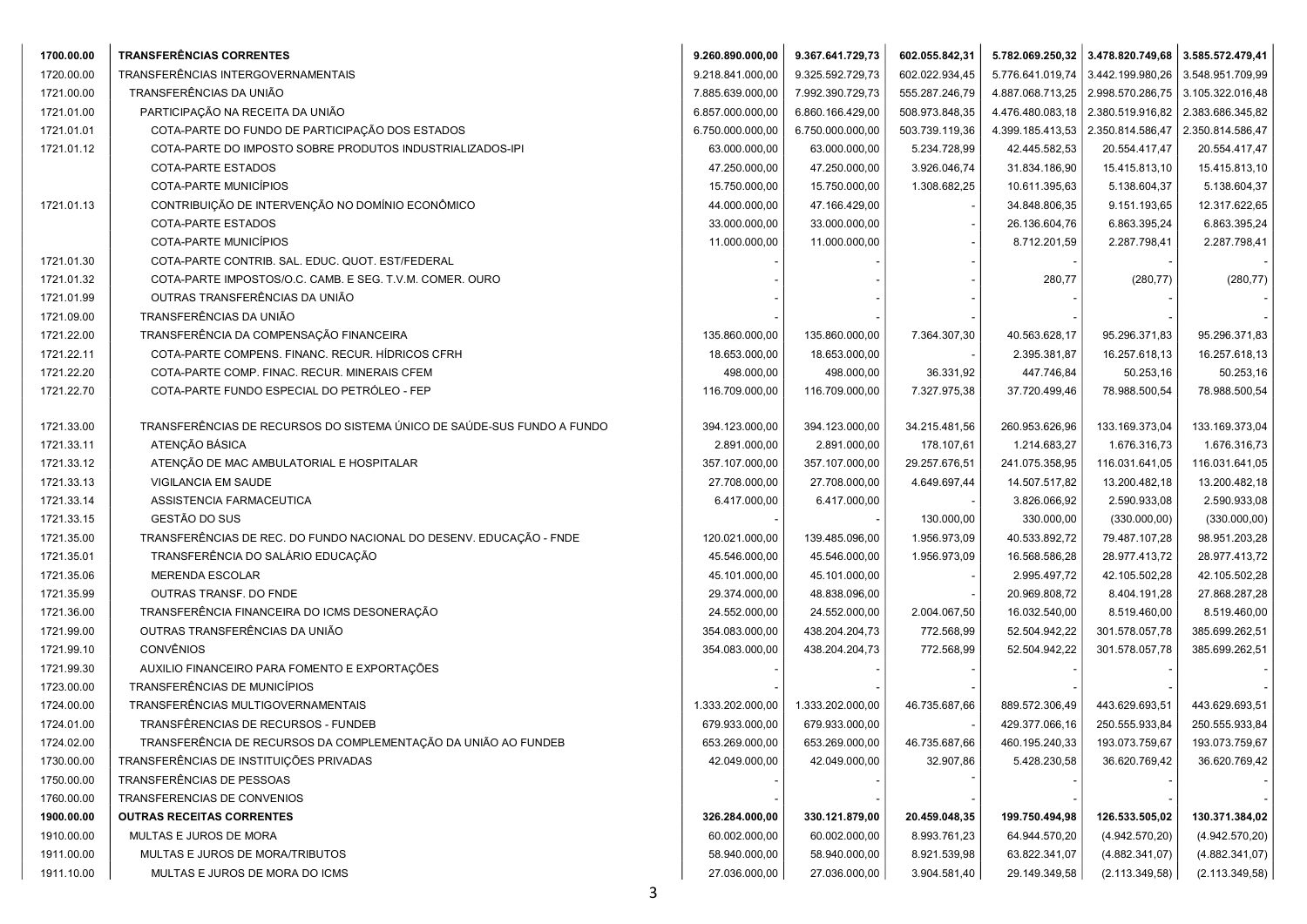| | | | | | | | |
|---|---|---|---|---|---|---|---|
| **1700.00.00** | **TRANSFERÊNCIAS CORRENTES** | **9.260.890.000,00** | **9.367.641.729,73** | **602.055.842,31** | **5.782.069.250,32** | **3.478.820.749,68** | **3.585.572.479,41** |
| 1720.00.00 | TRANSFERÊNCIAS INTERGOVERNAMENTAIS | 9.218.841.000,00 | 9.325.592.729,73 | 602.022.934,45 | 5.776.641.019,74 | 3.442.199.980,26 | 3.548.951.709,99 |
| 1721.00.00 | TRANSFERÊNCIAS DA UNIÃO | 7.885.639.000,00 | 7.992.390.729,73 | 555.287.246,79 | 4.887.068.713,25 | 2.998.570.286,75 | 3.105.322.016,48 |
| 1721.01.00 | PARTICIPAÇÃO NA RECEITA DA UNIÃO | 6.857.000.000,00 | 6.860.166.429,00 | 508.973.848,35 | 4.476.480.083,18 | 2.380.519.916,82 | 2.383.686.345,82 |
| 1721.01.01 | COTA-PARTE DO FUNDO DE PARTICIPAÇÃO DOS ESTADOS | 6.750.000.000,00 | 6.750.000.000,00 | 503.739.119,36 | 4.399.185.413,53 | 2.350.814.586,47 | 2.350.814.586,47 |
| 1721.01.12 | COTA-PARTE DO IMPOSTO SOBRE PRODUTOS INDUSTRIALIZADOS-IPI | 63.000.000,00 | 63.000.000,00 | 5.234.728,99 | 42.445.582,53 | 20.554.417,47 | 20.554.417,47 |
| | COTA-PARTE ESTADOS | 47.250.000,00 | 47.250.000,00 | 3.926.046,74 | 31.834.186,90 | 15.415.813,10 | 15.415.813,10 |
| | COTA-PARTE MUNICÍPIOS | 15.750.000,00 | 15.750.000,00 | 1.308.682,25 | 10.611.395,63 | 5.138.604,37 | 5.138.604,37 |
| 1721.01.13 | CONTRIBUIÇÃO DE INTERVENÇÃO NO DOMÍNIO ECONÔMICO | 44.000.000,00 | 47.166.429,00 | - | 34.848.806,35 | 9.151.193,65 | 12.317.622,65 |
| | COTA-PARTE ESTADOS | 33.000.000,00 | 33.000.000,00 | - | 26.136.604,76 | 6.863.395,24 | 6.863.395,24 |
| | COTA-PARTE MUNICÍPIOS | 11.000.000,00 | 11.000.000,00 | - | 8.712.201,59 | 2.287.798,41 | 2.287.798,41 |
| 1721.01.30 | COTA-PARTE CONTRIB. SAL. EDUC. QUOT. EST/FEDERAL | - | - | - | - | - | - |
| 1721.01.32 | COTA-PARTE IMPOSTOS/O.C. CAMB. E SEG. T.V.M. COMER. OURO | - | - | - | 280,77 | (280,77) | (280,77) |
| 1721.01.99 | OUTRAS TRANSFERÊNCIAS DA UNIÃO | - | - | - | - | - | - |
| 1721.09.00 | TRANSFERÊNCIAS DA UNIÃO | - | - | - | - | - | - |
| 1721.22.00 | TRANSFERÊNCIA DA COMPENSAÇÃO FINANCEIRA | 135.860.000,00 | 135.860.000,00 | 7.364.307,30 | 40.563.628,17 | 95.296.371,83 | 95.296.371,83 |
| 1721.22.11 | COTA-PARTE COMPENS. FINANC. RECUR. HÍDRICOS CFRH | 18.653.000,00 | 18.653.000,00 | - | 2.395.381,87 | 16.257.618,13 | 16.257.618,13 |
| 1721.22.20 | COTA-PARTE COMP. FINAC. RECUR. MINERAIS CFEM | 498.000,00 | 498.000,00 | 36.331,92 | 447.746,84 | 50.253,16 | 50.253,16 |
| 1721.22.70 | COTA-PARTE FUNDO ESPECIAL DO PETRÓLEO - FEP | 116.709.000,00 | 116.709.000,00 | 7.327.975,38 | 37.720.499,46 | 78.988.500,54 | 78.988.500,54 |
| 1721.33.00 | TRANSFERÊNCIAS DE RECURSOS DO SISTEMA ÚNICO DE SAÚDE-SUS FUNDO A FUNDO | 394.123.000,00 | 394.123.000,00 | 34.215.481,56 | 260.953.626,96 | 133.169.373,04 | 133.169.373,04 |
| 1721.33.11 | ATENÇÃO BÁSICA | 2.891.000,00 | 2.891.000,00 | 178.107,61 | 1.214.683,27 | 1.676.316,73 | 1.676.316,73 |
| 1721.33.12 | ATENÇÃO DE MAC AMBULATORIAL E HOSPITALAR | 357.107.000,00 | 357.107.000,00 | 29.257.676,51 | 241.075.358,95 | 116.031.641,05 | 116.031.641,05 |
| 1721.33.13 | VIGILANCIA EM SAUDE | 27.708.000,00 | 27.708.000,00 | 4.649.697,44 | 14.507.517,82 | 13.200.482,18 | 13.200.482,18 |
| 1721.33.14 | ASSISTENCIA FARMACEUTICA | 6.417.000,00 | 6.417.000,00 | - | 3.826.066,92 | 2.590.933,08 | 2.590.933,08 |
| 1721.33.15 | GESTÃO DO SUS | - | - | 130.000,00 | 330.000,00 | (330.000,00) | (330.000,00) |
| 1721.35.00 | TRANSFERÊNCIAS DE REC. DO FUNDO NACIONAL DO DESENV. EDUCAÇÃO - FNDE | 120.021.000,00 | 139.485.096,00 | 1.956.973,09 | 40.533.892,72 | 79.487.107,28 | 98.951.203,28 |
| 1721.35.01 | TRANSFERÊNCIA DO SALÁRIO EDUCAÇÃO | 45.546.000,00 | 45.546.000,00 | 1.956.973,09 | 16.568.586,28 | 28.977.413,72 | 28.977.413,72 |
| 1721.35.06 | MERENDA ESCOLAR | 45.101.000,00 | 45.101.000,00 | - | 2.995.497,72 | 42.105.502,28 | 42.105.502,28 |
| 1721.35.99 | OUTRAS TRANSF. DO FNDE | 29.374.000,00 | 48.838.096,00 | - | 20.969.808,72 | 8.404.191,28 | 27.868.287,28 |
| 1721.36.00 | TRANSFERÊNCIA FINANCEIRA DO ICMS DESONERAÇÃO | 24.552.000,00 | 24.552.000,00 | 2.004.067,50 | 16.032.540,00 | 8.519.460,00 | 8.519.460,00 |
| 1721.99.00 | OUTRAS TRANSFERÊNCIAS DA UNIÃO | 354.083.000,00 | 438.204.204,73 | 772.568,99 | 52.504.942,22 | 301.578.057,78 | 385.699.262,51 |
| 1721.99.10 | CONVÊNIOS | 354.083.000,00 | 438.204.204,73 | 772.568,99 | 52.504.942,22 | 301.578.057,78 | 385.699.262,51 |
| 1721.99.30 | AUXILIO FINANCEIRO PARA FOMENTO E EXPORTAÇÕES | - | - | - | - | - | - |
| 1723.00.00 | TRANSFERÊNCIAS DE MUNICÍPIOS | - | - | - | - | - | - |
| 1724.00.00 | TRANSFERÊNCIAS MULTIGOVERNAMENTAIS | 1.333.202.000,00 | 1.333.202.000,00 | 46.735.687,66 | 889.572.306,49 | 443.629.693,51 | 443.629.693,51 |
| 1724.01.00 | TRANSFÊRENCIAS DE RECURSOS - FUNDEB | 679.933.000,00 | 679.933.000,00 | - | 429.377.066,16 | 250.555.933,84 | 250.555.933,84 |
| 1724.02.00 | TRANSFERÊNCIA DE RECURSOS DA COMPLEMENTAÇÃO DA UNIÃO AO FUNDEB | 653.269.000,00 | 653.269.000,00 | 46.735.687,66 | 460.195.240,33 | 193.073.759,67 | 193.073.759,67 |
| 1730.00.00 | TRANSFERÊNCIAS DE INSTITUIÇÕES PRIVADAS | 42.049.000,00 | 42.049.000,00 | 32.907,86 | 5.428.230,58 | 36.620.769,42 | 36.620.769,42 |
| 1750.00.00 | TRANSFERÊNCIAS DE PESSOAS | - | - | - | - | - | - |
| 1760.00.00 | TRANSFERENCIAS DE CONVENIOS | - | - | - | - | - | - |
| **1900.00.00** | **OUTRAS RECEITAS CORRENTES** | **326.284.000,00** | **330.121.879,00** | **20.459.048,35** | **199.750.494,98** | **126.533.505,02** | **130.371.384,02** |
| 1910.00.00 | MULTAS E JUROS DE MORA | 60.002.000,00 | 60.002.000,00 | 8.993.761,23 | 64.944.570,20 | (4.942.570,20) | (4.942.570,20) |
| 1911.00.00 | MULTAS E JUROS DE MORA/TRIBUTOS | 58.940.000,00 | 58.940.000,00 | 8.921.539,98 | 63.822.341,07 | (4.882.341,07) | (4.882.341,07) |
| 1911.10.00 | MULTAS E JUROS DE MORA DO ICMS | 27.036.000,00 | 27.036.000,00 | 3.904.581,40 | 29.149.349,58 | (2.113.349,58) | (2.113.349,58) |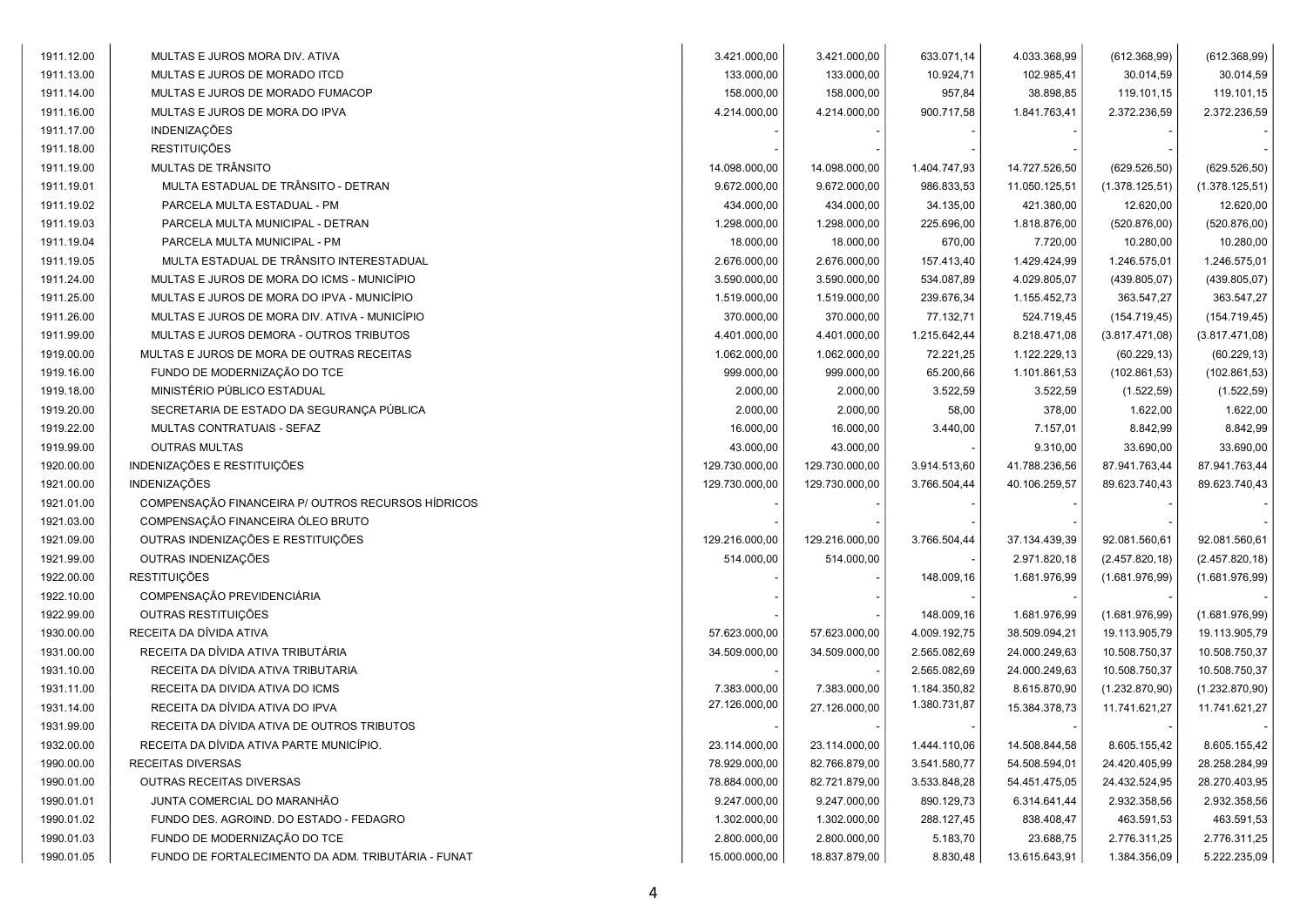| | | | | | | | |
|---|---|---|---|---|---|---|---|
| 1911.12.00 | MULTAS E JUROS MORA DIV. ATIVA | 3.421.000,00 | 3.421.000,00 | 633.071,14 | 4.033.368,99 | (612.368,99) | (612.368,99) |
| 1911.13.00 | MULTAS E JUROS DE MORADO ITCD | 133.000,00 | 133.000,00 | 10.924,71 | 102.985,41 | 30.014,59 | 30.014,59 |
| 1911.14.00 | MULTAS E JUROS DE MORADO FUMACOP | 158.000,00 | 158.000,00 | 957,84 | 38.898,85 | 119.101,15 | 119.101,15 |
| 1911.16.00 | MULTAS E JUROS DE MORA DO IPVA | 4.214.000,00 | 4.214.000,00 | 900.717,58 | 1.841.763,41 | 2.372.236,59 | 2.372.236,59 |
| 1911.17.00 | INDENIZAÇÕES | - | - | - | - | - | - |
| 1911.18.00 | RESTITUIÇÕES | - | - | - | - | - | - |
| 1911.19.00 | MULTAS DE TRÂNSITO | 14.098.000,00 | 14.098.000,00 | 1.404.747,93 | 14.727.526,50 | (629.526,50) | (629.526,50) |
| 1911.19.01 | MULTA ESTADUAL DE TRÂNSITO - DETRAN | 9.672.000,00 | 9.672.000,00 | 986.833,53 | 11.050.125,51 | (1.378.125,51) | (1.378.125,51) |
| 1911.19.02 | PARCELA MULTA ESTADUAL - PM | 434.000,00 | 434.000,00 | 34.135,00 | 421.380,00 | 12.620,00 | 12.620,00 |
| 1911.19.03 | PARCELA MULTA MUNICIPAL - DETRAN | 1.298.000,00 | 1.298.000,00 | 225.696,00 | 1.818.876,00 | (520.876,00) | (520.876,00) |
| 1911.19.04 | PARCELA MULTA MUNICIPAL - PM | 18.000,00 | 18.000,00 | 670,00 | 7.720,00 | 10.280,00 | 10.280,00 |
| 1911.19.05 | MULTA ESTADUAL DE TRÂNSITO INTERESTADUAL | 2.676.000,00 | 2.676.000,00 | 157.413,40 | 1.429.424,99 | 1.246.575,01 | 1.246.575,01 |
| 1911.24.00 | MULTAS E JUROS DE MORA DO ICMS - MUNICÍPIO | 3.590.000,00 | 3.590.000,00 | 534.087,89 | 4.029.805,07 | (439.805,07) | (439.805,07) |
| 1911.25.00 | MULTAS E JUROS DE MORA DO IPVA - MUNICÍPIO | 1.519.000,00 | 1.519.000,00 | 239.676,34 | 1.155.452,73 | 363.547,27 | 363.547,27 |
| 1911.26.00 | MULTAS E JUROS DE MORA DIV. ATIVA - MUNICÍPIO | 370.000,00 | 370.000,00 | 77.132,71 | 524.719,45 | (154.719,45) | (154.719,45) |
| 1911.99.00 | MULTAS E JUROS DEMORA - OUTROS TRIBUTOS | 4.401.000,00 | 4.401.000,00 | 1.215.642,44 | 8.218.471,08 | (3.817.471,08) | (3.817.471,08) |
| 1919.00.00 | MULTAS E JUROS DE MORA DE OUTRAS RECEITAS | 1.062.000,00 | 1.062.000,00 | 72.221,25 | 1.122.229,13 | (60.229,13) | (60.229,13) |
| 1919.16.00 | FUNDO DE MODERNIZAÇÃO DO TCE | 999.000,00 | 999.000,00 | 65.200,66 | 1.101.861,53 | (102.861,53) | (102.861,53) |
| 1919.18.00 | MINISTÉRIO PÚBLICO ESTADUAL | 2.000,00 | 2.000,00 | 3.522,59 | 3.522,59 | (1.522,59) | (1.522,59) |
| 1919.20.00 | SECRETARIA DE ESTADO DA SEGURANÇA PÚBLICA | 2.000,00 | 2.000,00 | 58,00 | 378,00 | 1.622,00 | 1.622,00 |
| 1919.22.00 | MULTAS CONTRATUAIS - SEFAZ | 16.000,00 | 16.000,00 | 3.440,00 | 7.157,01 | 8.842,99 | 8.842,99 |
| 1919.99.00 | OUTRAS MULTAS | 43.000,00 | 43.000,00 | - | 9.310,00 | 33.690,00 | 33.690,00 |
| 1920.00.00 | INDENIZAÇÕES E RESTITUIÇÕES | 129.730.000,00 | 129.730.000,00 | 3.914.513,60 | 41.788.236,56 | 87.941.763,44 | 87.941.763,44 |
| 1921.00.00 | INDENIZAÇÕES | 129.730.000,00 | 129.730.000,00 | 3.766.504,44 | 40.106.259,57 | 89.623.740,43 | 89.623.740,43 |
| 1921.01.00 | COMPENSAÇÃO FINANCEIRA P/ OUTROS RECURSOS HÍDRICOS | - | - | - | - | - | - |
| 1921.03.00 | COMPENSAÇÃO FINANCEIRA ÓLEO BRUTO | - | - | - | - | - | - |
| 1921.09.00 | OUTRAS INDENIZAÇÕES E RESTITUIÇÕES | 129.216.000,00 | 129.216.000,00 | 3.766.504,44 | 37.134.439,39 | 92.081.560,61 | 92.081.560,61 |
| 1921.99.00 | OUTRAS INDENIZAÇÕES | 514.000,00 | 514.000,00 | - | 2.971.820,18 | (2.457.820,18) | (2.457.820,18) |
| 1922.00.00 | RESTITUIÇÕES | - | - | 148.009,16 | 1.681.976,99 | (1.681.976,99) | (1.681.976,99) |
| 1922.10.00 | COMPENSAÇÃO PREVIDENCIÁRIA | - | - | - | - | - | - |
| 1922.99.00 | OUTRAS RESTITUIÇÕES | - | - | 148.009,16 | 1.681.976,99 | (1.681.976,99) | (1.681.976,99) |
| 1930.00.00 | RECEITA DA DÍVIDA ATIVA | 57.623.000,00 | 57.623.000,00 | 4.009.192,75 | 38.509.094,21 | 19.113.905,79 | 19.113.905,79 |
| 1931.00.00 | RECEITA DA DÍVIDA ATIVA TRIBUTÁRIA | 34.509.000,00 | 34.509.000,00 | 2.565.082,69 | 24.000.249,63 | 10.508.750,37 | 10.508.750,37 |
| 1931.10.00 | RECEITA DA DÍVIDA ATIVA TRIBUTARIA | - | - | 2.565.082,69 | 24.000.249,63 | 10.508.750,37 | 10.508.750,37 |
| 1931.11.00 | RECEITA DA DIVIDA ATIVA DO ICMS | 7.383.000,00 | 7.383.000,00 | 1.184.350,82 | 8.615.870,90 | (1.232.870,90) | (1.232.870,90) |
| 1931.14.00 | RECEITA DA DÍVIDA ATIVA DO IPVA | 27.126.000,00 | 27.126.000,00 | 1.380.731,87 | 15.384.378,73 | 11.741.621,27 | 11.741.621,27 |
| 1931.99.00 | RECEITA DA DÍVIDA ATIVA DE OUTROS TRIBUTOS | - | - | - | - | - | - |
| 1932.00.00 | RECEITA DA DÍVIDA ATIVA PARTE MUNICÍPIO. | 23.114.000,00 | 23.114.000,00 | 1.444.110,06 | 14.508.844,58 | 8.605.155,42 | 8.605.155,42 |
| 1990.00.00 | RECEITAS DIVERSAS | 78.929.000,00 | 82.766.879,00 | 3.541.580,77 | 54.508.594,01 | 24.420.405,99 | 28.258.284,99 |
| 1990.01.00 | OUTRAS RECEITAS DIVERSAS | 78.884.000,00 | 82.721.879,00 | 3.533.848,28 | 54.451.475,05 | 24.432.524,95 | 28.270.403,95 |
| 1990.01.01 | JUNTA COMERCIAL DO MARANHÃO | 9.247.000,00 | 9.247.000,00 | 890.129,73 | 6.314.641,44 | 2.932.358,56 | 2.932.358,56 |
| 1990.01.02 | FUNDO DES. AGROIND. DO ESTADO - FEDAGRO | 1.302.000,00 | 1.302.000,00 | 288.127,45 | 838.408,47 | 463.591,53 | 463.591,53 |
| 1990.01.03 | FUNDO DE MODERNIZAÇÃO DO TCE | 2.800.000,00 | 2.800.000,00 | 5.183,70 | 23.688,75 | 2.776.311,25 | 2.776.311,25 |
| 1990.01.05 | FUNDO DE FORTALECIMENTO DA ADM. TRIBUTÁRIA - FUNAT | 15.000.000,00 | 18.837.879,00 | 8.830,48 | 13.615.643,91 | 1.384.356,09 | 5.222.235,09 |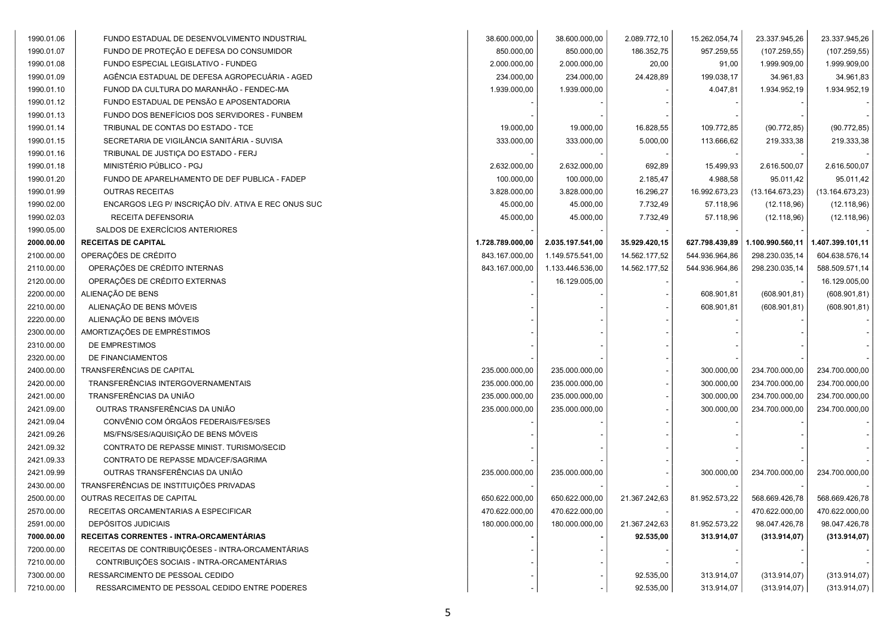| | | | | | | | |
|---|---|---|---|---|---|---|---|
| 1990.01.06 | FUNDO ESTADUAL DE DESENVOLVIMENTO INDUSTRIAL | 38.600.000,00 | 38.600.000,00 | 2.089.772,10 | 15.262.054,74 | 23.337.945,26 | 23.337.945,26 |
| 1990.01.07 | FUNDO DE PROTEÇÃO E DEFESA DO CONSUMIDOR | 850.000,00 | 850.000,00 | 186.352,75 | 957.259,55 | (107.259,55) | (107.259,55) |
| 1990.01.08 | FUNDO ESPECIAL LEGISLATIVO - FUNDEG | 2.000.000,00 | 2.000.000,00 | 20,00 | 91,00 | 1.999.909,00 | 1.999.909,00 |
| 1990.01.09 | AGÊNCIA ESTADUAL DE DEFESA AGROPECUÁRIA - AGED | 234.000,00 | 234.000,00 | 24.428,89 | 199.038,17 | 34.961,83 | 34.961,83 |
| 1990.01.10 | FUNOD DA CULTURA DO MARANHÃO - FENDEC-MA | 1.939.000,00 | 1.939.000,00 | - | 4.047,81 | 1.934.952,19 | 1.934.952,19 |
| 1990.01.12 | FUNDO ESTADUAL DE PENSÃO E APOSENTADORIA | - | - | - | - | - | - |
| 1990.01.13 | FUNDO DOS BENEFÍCIOS DOS SERVIDORES - FUNBEM | - | - | - | - | - | - |
| 1990.01.14 | TRIBUNAL DE CONTAS DO ESTADO - TCE | 19.000,00 | 19.000,00 | 16.828,55 | 109.772,85 | (90.772,85) | (90.772,85) |
| 1990.01.15 | SECRETARIA DE VIGILÂNCIA SANITÁRIA - SUVISA | 333.000,00 | 333.000,00 | 5.000,00 | 113.666,62 | 219.333,38 | 219.333,38 |
| 1990.01.16 | TRIBUNAL DE JUSTIÇA DO ESTADO - FERJ | - | - | - | - | - | - |
| 1990.01.18 | MINISTÉRIO PÚBLICO - PGJ | 2.632.000,00 | 2.632.000,00 | 692,89 | 15.499,93 | 2.616.500,07 | 2.616.500,07 |
| 1990.01.20 | FUNDO DE APARELHAMENTO DE DEF PUBLICA - FADEP | 100.000,00 | 100.000,00 | 2.185,47 | 4.988,58 | 95.011,42 | 95.011,42 |
| 1990.01.99 | OUTRAS RECEITAS | 3.828.000,00 | 3.828.000,00 | 16.296,27 | 16.992.673,23 | (13.164.673,23) | (13.164.673,23) |
| 1990.02.00 | ENCARGOS LEG P/ INSCRIÇÃO DÍV. ATIVA E REC ONUS SUC | 45.000,00 | 45.000,00 | 7.732,49 | 57.118,96 | (12.118,96) | (12.118,96) |
| 1990.02.03 | RECEITA DEFENSORIA | 45.000,00 | 45.000,00 | 7.732,49 | 57.118,96 | (12.118,96) | (12.118,96) |
| 1990.05.00 | SALDOS DE EXERCÍCIOS ANTERIORES | - | - | - | - | - | - |
| **2000.00.00** | **RECEITAS DE CAPITAL** | **1.728.789.000,00** | **2.035.197.541,00** | **35.929.420,15** | **627.798.439,89** | **1.100.990.560,11** | **1.407.399.101,11** |
| 2100.00.00 | OPERAÇÕES DE CRÉDITO | 843.167.000,00 | 1.149.575.541,00 | 14.562.177,52 | 544.936.964,86 | 298.230.035,14 | 604.638.576,14 |
| 2110.00.00 | OPERAÇÕES DE CRÉDITO INTERNAS | 843.167.000,00 | 1.133.446.536,00 | 14.562.177,52 | 544.936.964,86 | 298.230.035,14 | 588.509.571,14 |
| 2120.00.00 | OPERAÇÕES DE CRÉDITO EXTERNAS | - | 16.129.005,00 | - | - | - | 16.129.005,00 |
| 2200.00.00 | ALIENAÇÃO DE BENS | - | - | - | 608.901,81 | (608.901,81) | (608.901,81) |
| 2210.00.00 | ALIENAÇÃO DE BENS MÓVEIS | - | - | - | 608.901,81 | (608.901,81) | (608.901,81) |
| 2220.00.00 | ALIENAÇÃO DE BENS IMÓVEIS | - | - | - | - | - | - |
| 2300.00.00 | AMORTIZAÇÕES DE EMPRÉSTIMOS | - | - | - | - | - | - |
| 2310.00.00 | DE EMPRESTIMOS | - | - | - | - | - | - |
| 2320.00.00 | DE FINANCIAMENTOS | - | - | - | - | - | - |
| 2400.00.00 | TRANSFERÊNCIAS DE CAPITAL | 235.000.000,00 | 235.000.000,00 | - | 300.000,00 | 234.700.000,00 | 234.700.000,00 |
| 2420.00.00 | TRANSFERÊNCIAS INTERGOVERNAMENTAIS | 235.000.000,00 | 235.000.000,00 | - | 300.000,00 | 234.700.000,00 | 234.700.000,00 |
| 2421.00.00 | TRANSFERÊNCIAS DA UNIÃO | 235.000.000,00 | 235.000.000,00 | - | 300.000,00 | 234.700.000,00 | 234.700.000,00 |
| 2421.09.00 | OUTRAS TRANSFERÊNCIAS DA UNIÃO | 235.000.000,00 | 235.000.000,00 | - | 300.000,00 | 234.700.000,00 | 234.700.000,00 |
| 2421.09.04 | CONVÊNIO COM ÓRGÃOS FEDERAIS/FES/SES | - | - | - | - | - | - |
| 2421.09.26 | MS/FNS/SES/AQUISIÇÃO DE BENS MÓVEIS | - | - | - | - | - | - |
| 2421.09.32 | CONTRATO DE REPASSE MINIST. TURISMO/SECID | - | - | - | - | - | - |
| 2421.09.33 | CONTRATO DE REPASSE MDA/CEF/SAGRIMA | - | - | - | - | - | - |
| 2421.09.99 | OUTRAS TRANSFERÊNCIAS DA UNIÃO | 235.000.000,00 | 235.000.000,00 | - | 300.000,00 | 234.700.000,00 | 234.700.000,00 |
| 2430.00.00 | TRANSFERÊNCIAS DE INSTITUIÇÕES PRIVADAS | - | - | - | - | - | - |
| 2500.00.00 | OUTRAS RECEITAS DE CAPITAL | 650.622.000,00 | 650.622.000,00 | 21.367.242,63 | 81.952.573,22 | 568.669.426,78 | 568.669.426,78 |
| 2570.00.00 | RECEITAS ORCAMENTARIAS A ESPECIFICAR | 470.622.000,00 | 470.622.000,00 | - | - | 470.622.000,00 | 470.622.000,00 |
| 2591.00.00 | DEPÓSITOS JUDICIAIS | 180.000.000,00 | 180.000.000,00 | 21.367.242,63 | 81.952.573,22 | 98.047.426,78 | 98.047.426,78 |
| **7000.00.00** | **RECEITAS CORRENTES - INTRA-ORCAMENTÁRIAS** | **-** | **-** | **92.535,00** | **313.914,07** | **(313.914,07)** | **(313.914,07)** |
| 7200.00.00 | RECEITAS DE CONTRIBUIÇÕESES - INTRA-ORCAMENTÁRIAS | - | - | - | - | - | - |
| 7210.00.00 | CONTRIBUIÇÕES SOCIAIS - INTRA-ORCAMENTÁRIAS | - | - | - | - | - | - |
| 7300.00.00 | RESSARCIMENTO DE PESSOAL CEDIDO | - | - | 92.535,00 | 313.914,07 | (313.914,07) | (313.914,07) |
| 7210.00.00 | RESSARCIMENTO DE PESSOAL CEDIDO ENTRE PODERES | - | - | 92.535,00 | 313.914,07 | (313.914,07) | (313.914,07) |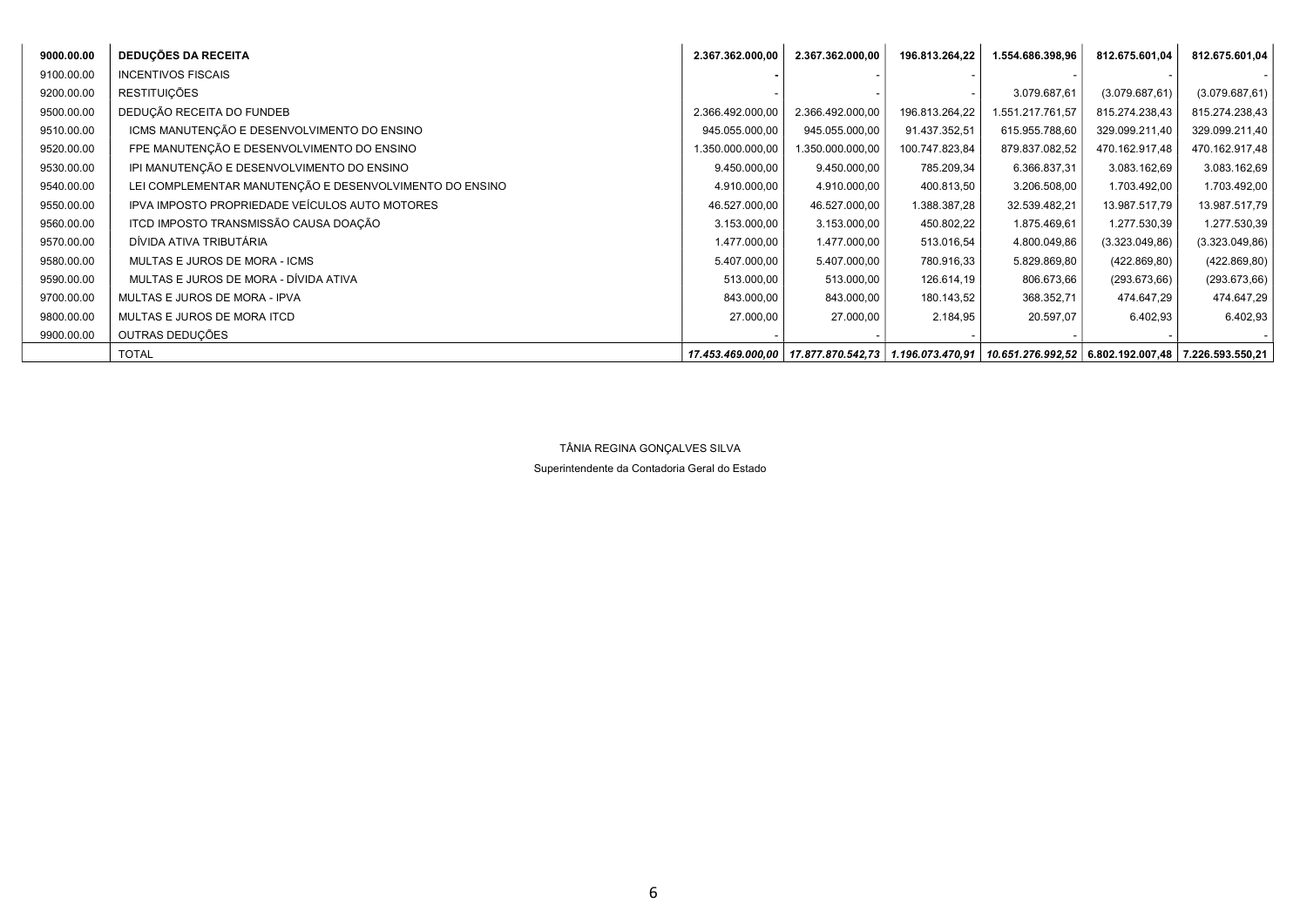| | | | | | | | |
|---|---|---|---|---|---|---|---|
| **9000.00.00** | **DEDUÇÕES DA RECEITA** | **2.367.362.000,00** | **2.367.362.000,00** | **196.813.264,22** | **1.554.686.398,96** | **812.675.601,04** | **812.675.601,04** |
| 9100.00.00 | INCENTIVOS FISCAIS | **-** | - | - | - | - | - |
| 9200.00.00 | RESTITUIÇÕES | - | - | - | 3.079.687,61 | (3.079.687,61) | (3.079.687,61) |
| 9500.00.00 | DEDUÇÃO RECEITA DO FUNDEB | 2.366.492.000,00 | 2.366.492.000,00 | 196.813.264,22 | 1.551.217.761,57 | 815.274.238,43 | 815.274.238,43 |
| 9510.00.00 | ICMS MANUTENÇÃO E DESENVOLVIMENTO DO ENSINO | 945.055.000,00 | 945.055.000,00 | 91.437.352,51 | 615.955.788,60 | 329.099.211,40 | 329.099.211,40 |
| 9520.00.00 | FPE MANUTENÇÃO E DESENVOLVIMENTO DO ENSINO | 1.350.000.000,00 | 1.350.000.000,00 | 100.747.823,84 | 879.837.082,52 | 470.162.917,48 | 470.162.917,48 |
| 9530.00.00 | IPI MANUTENÇÃO E DESENVOLVIMENTO DO ENSINO | 9.450.000,00 | 9.450.000,00 | 785.209,34 | 6.366.837,31 | 3.083.162,69 | 3.083.162,69 |
| 9540.00.00 | LEI COMPLEMENTAR MANUTENÇÃO E DESENVOLVIMENTO DO ENSINO | 4.910.000,00 | 4.910.000,00 | 400.813,50 | 3.206.508,00 | 1.703.492,00 | 1.703.492,00 |
| 9550.00.00 | IPVA IMPOSTO PROPRIEDADE VEÍCULOS AUTO MOTORES | 46.527.000,00 | 46.527.000,00 | 1.388.387,28 | 32.539.482,21 | 13.987.517,79 | 13.987.517,79 |
| 9560.00.00 | ITCD IMPOSTO TRANSMISSÃO CAUSA DOAÇÃO | 3.153.000,00 | 3.153.000,00 | 450.802,22 | 1.875.469,61 | 1.277.530,39 | 1.277.530,39 |
| 9570.00.00 | DÍVIDA ATIVA TRIBUTÁRIA | 1.477.000,00 | 1.477.000,00 | 513.016,54 | 4.800.049,86 | (3.323.049,86) | (3.323.049,86) |
| 9580.00.00 | MULTAS E JUROS DE MORA - ICMS | 5.407.000,00 | 5.407.000,00 | 780.916,33 | 5.829.869,80 | (422.869,80) | (422.869,80) |
| 9590.00.00 | MULTAS E JUROS DE MORA - DÍVIDA ATIVA | 513.000,00 | 513.000,00 | 126.614,19 | 806.673,66 | (293.673,66) | (293.673,66) |
| 9700.00.00 | MULTAS E JUROS DE MORA - IPVA | 843.000,00 | 843.000,00 | 180.143,52 | 368.352,71 | 474.647,29 | 474.647,29 |
| 9800.00.00 | MULTAS E JUROS DE MORA ITCD | 27.000,00 | 27.000,00 | 2.184,95 | 20.597,07 | 6.402,93 | 6.402,93 |
| 9900.00.00 | OUTRAS DEDUÇÕES | - | - | - | - | - | - |
| | TOTAL | *17.453.469.000,00* | *17.877.870.542,73* | *1.196.073.470,91* | *10.651.276.992,52* | **6.802.192.007,48** | **7.226.593.550,21** |

TÂNIA REGINA GONÇALVES SILVA

Superintendente da Contadoria Geral do Estado